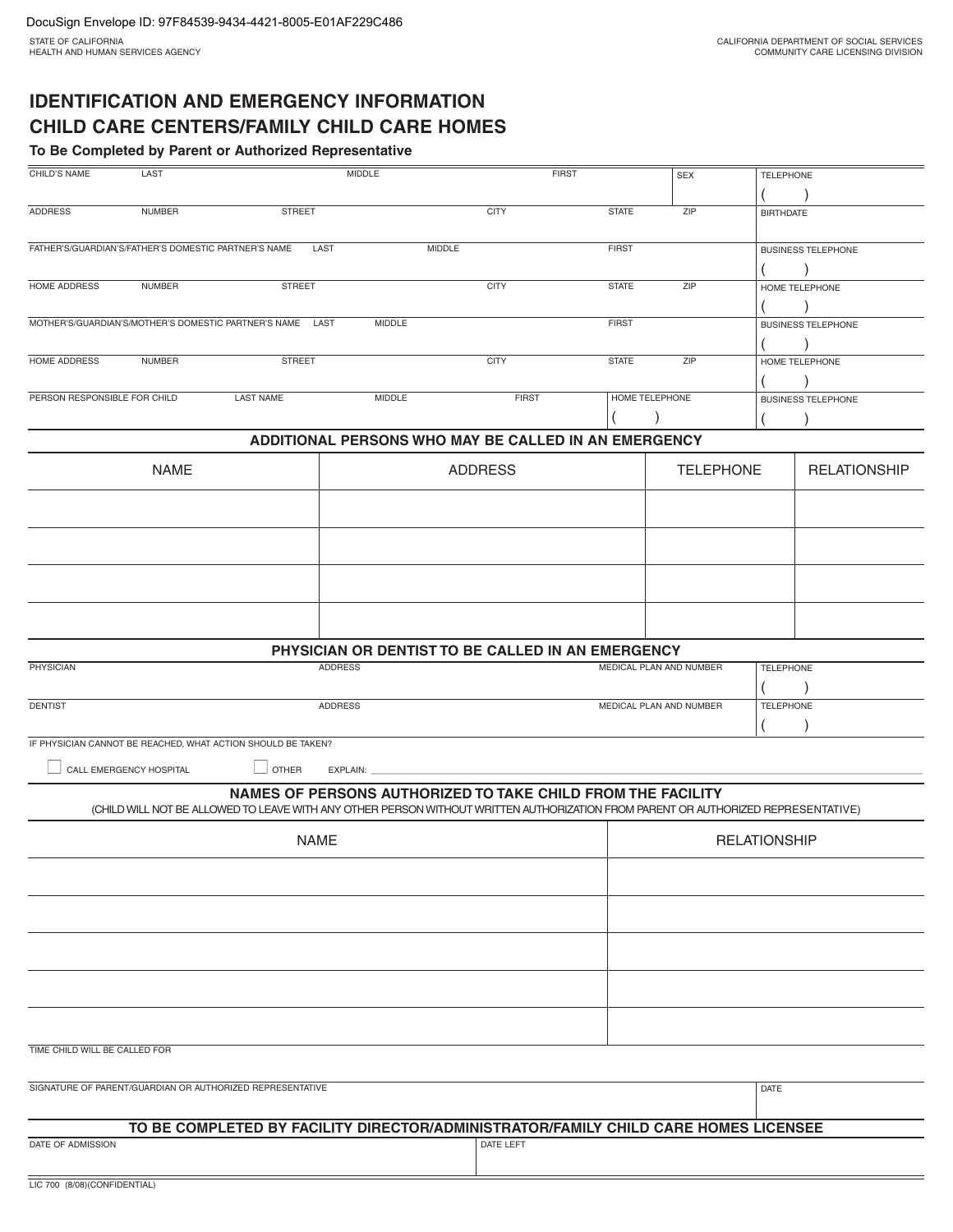DocuSign Envelope ID: 97F84539-9434-4421-8005-E01AF229C486

STATE OF CALIFORNIA
HEALTH AND HUMAN SERVICES AGENCY

CALIFORNIA DEPARTMENT OF SOCIAL SERVICES
COMMUNITY CARE LICENSING DIVISION

# IDENTIFICATION AND EMERGENCY INFORMATION
# CHILD CARE CENTERS/FAMILY CHILD CARE HOMES

**To Be Completed by Parent or Authorized Representative**

| CHILD'S NAME | LAST | MIDDLE | FIRST | SEX | TELEPHONE ( ) |
|---|---|---|---|---|---|
| ADDRESS | NUMBER | STREET | CITY | STATE / ZIP | BIRTHDATE |
| FATHER'S/GUARDIAN'S/FATHER'S DOMESTIC PARTNER'S NAME | LAST | MIDDLE | FIRST | | BUSINESS TELEPHONE ( ) |
| HOME ADDRESS | NUMBER | STREET | CITY | STATE / ZIP | HOME TELEPHONE ( ) |
| MOTHER'S/GUARDIAN'S/MOTHER'S DOMESTIC PARTNER'S NAME | LAST | MIDDLE | FIRST | | BUSINESS TELEPHONE ( ) |
| HOME ADDRESS | NUMBER | STREET | CITY | STATE / ZIP | HOME TELEPHONE ( ) |
| PERSON RESPONSIBLE FOR CHILD | LAST NAME | MIDDLE | FIRST | HOME TELEPHONE ( ) | BUSINESS TELEPHONE ( ) |

## ADDITIONAL PERSONS WHO MAY BE CALLED IN AN EMERGENCY

| NAME | ADDRESS | TELEPHONE | RELATIONSHIP |
|---|---|---|---|
| | | | |
| | | | |
| | | | |
| | | | |

## PHYSICIAN OR DENTIST TO BE CALLED IN AN EMERGENCY

| PHYSICIAN | ADDRESS | MEDICAL PLAN AND NUMBER | TELEPHONE ( ) |
|---|---|---|---|
| DENTIST | ADDRESS | MEDICAL PLAN AND NUMBER | TELEPHONE ( ) |

IF PHYSICIAN CANNOT BE REACHED, WHAT ACTION SHOULD BE TAKEN?

☐ CALL EMERGENCY HOSPITAL ☐ OTHER EXPLAIN: ____________________

## NAMES OF PERSONS AUTHORIZED TO TAKE CHILD FROM THE FACILITY

(CHILD WILL NOT BE ALLOWED TO LEAVE WITH ANY OTHER PERSON WITHOUT WRITTEN AUTHORIZATION FROM PARENT OR AUTHORIZED REPRESENTATIVE)

| NAME | RELATIONSHIP |
|---|---|
| | |
| | |
| | |
| | |
| | |

TIME CHILD WILL BE CALLED FOR

| SIGNATURE OF PARENT/GUARDIAN OR AUTHORIZED REPRESENTATIVE | DATE |
|---|---|
| | |

## TO BE COMPLETED BY FACILITY DIRECTOR/ADMINISTRATOR/FAMILY CHILD CARE HOMES LICENSEE

| DATE OF ADMISSION | DATE LEFT |
|---|---|
| | |

LIC 700 (8/08)(CONFIDENTIAL)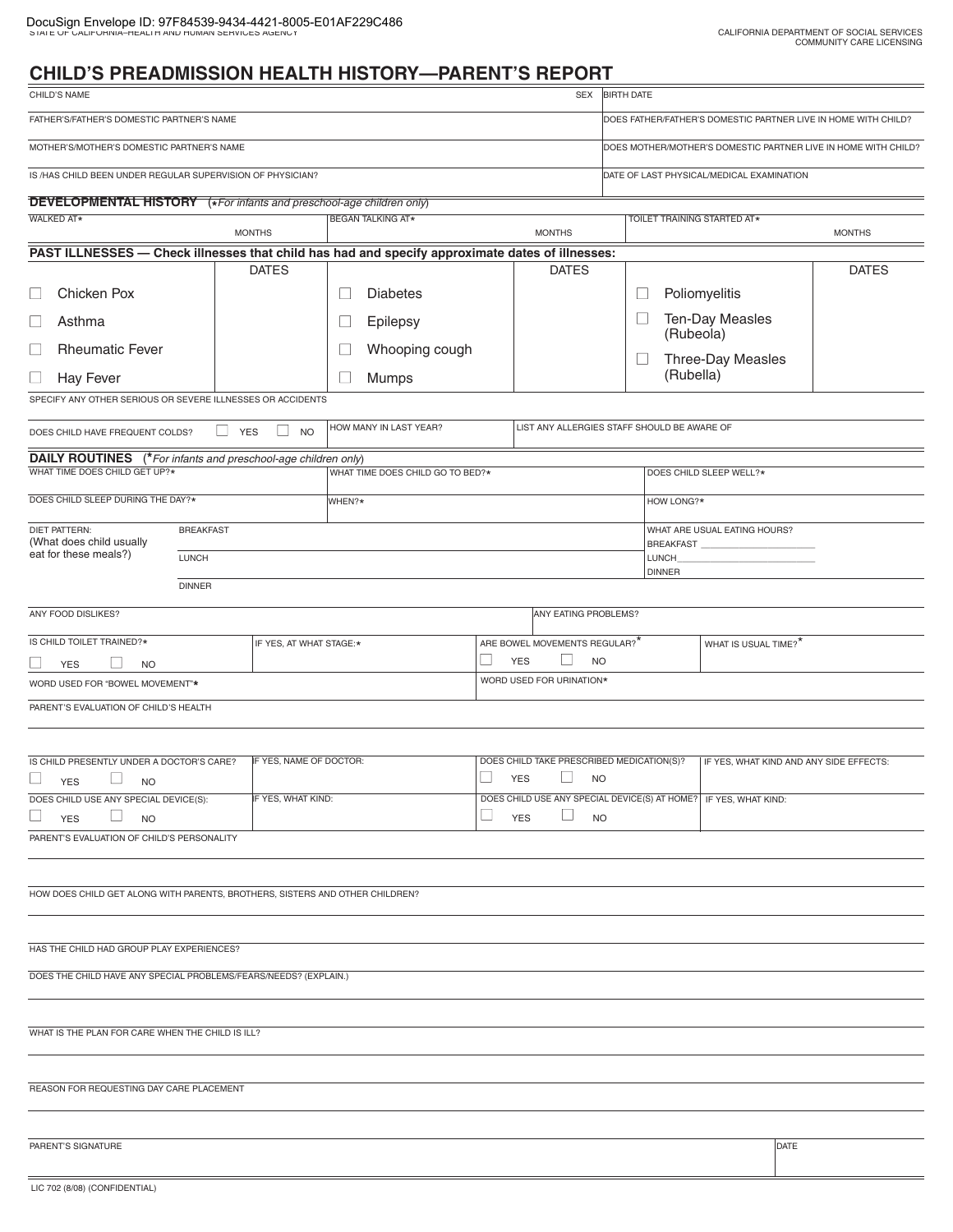DocuSign Envelope ID: 97F84539-9434-4421-8005-E01AF229C486

STATE OF CALIFORNIA–HEALTH AND HUMAN SERVICES AGENCY

CALIFORNIA DEPARTMENT OF SOCIAL SERVICES
COMMUNITY CARE LICENSING

# CHILD'S PREADMISSION HEALTH HISTORY—PARENT'S REPORT

| CHILD'S NAME | SEX | BIRTH DATE |
|---|---|---|
| | | |

| FATHER'S/FATHER'S DOMESTIC PARTNER'S NAME | DOES FATHER/FATHER'S DOMESTIC PARTNER LIVE IN HOME WITH CHILD? |
|---|---|
| MOTHER'S/MOTHER'S DOMESTIC PARTNER'S NAME | DOES MOTHER/MOTHER'S DOMESTIC PARTNER LIVE IN HOME WITH CHILD? |
| IS /HAS CHILD BEEN UNDER REGULAR SUPERVISION OF PHYSICIAN? | DATE OF LAST PHYSICAL/MEDICAL EXAMINATION |

## DEVELOPMENTAL HISTORY (*For infants and preschool-age children only)

| WALKED AT* | BEGAN TALKING AT* | TOILET TRAINING STARTED AT* |
|---|---|---|
| MONTHS | MONTHS | MONTHS |

## PAST ILLNESSES — Check illnesses that child has had and specify approximate dates of illnesses:

| | DATES | | DATES | | DATES |
|---|---|---|---|---|---|
| ☐ Chicken Pox | | ☐ Diabetes | | ☐ Poliomyelitis | |
| ☐ Asthma | | ☐ Epilepsy | | ☐ Ten-Day Measles (Rubeola) | |
| ☐ Rheumatic Fever | | ☐ Whooping cough | | ☐ Three-Day Measles (Rubella) | |
| ☐ Hay Fever | | ☐ Mumps | | | |

SPECIFY ANY OTHER SERIOUS OR SEVERE ILLNESSES OR ACCIDENTS

| DOES CHILD HAVE FREQUENT COLDS? ☐ YES ☐ NO | HOW MANY IN LAST YEAR? | LIST ANY ALLERGIES STAFF SHOULD BE AWARE OF |
|---|---|---|

## DAILY ROUTINES (*For infants and preschool-age children only)

| WHAT TIME DOES CHILD GET UP?* | WHAT TIME DOES CHILD GO TO BED?* | DOES CHILD SLEEP WELL?* |
|---|---|---|
| DOES CHILD SLEEP DURING THE DAY?* | WHEN?* | HOW LONG?* |

| DIET PATTERN: (What does child usually eat for these meals?) | | WHAT ARE USUAL EATING HOURS? |
|---|---|---|
| | BREAKFAST | BREAKFAST ______________________ |
| | LUNCH | LUNCH__________________________ |
| | DINNER | DINNER |

| ANY FOOD DISLIKES? | ANY EATING PROBLEMS? |
|---|---|

| IS CHILD TOILET TRAINED?* ☐ YES ☐ NO | IF YES, AT WHAT STAGE:* | ARE BOWEL MOVEMENTS REGULAR?* ☐ YES ☐ NO | WHAT IS USUAL TIME?* |
|---|---|---|---|

| WORD USED FOR "BOWEL MOVEMENT"* | WORD USED FOR URINATION* |
|---|---|

PARENT'S EVALUATION OF CHILD'S HEALTH

| IS CHILD PRESENTLY UNDER A DOCTOR'S CARE? ☐ YES ☐ NO | IF YES, NAME OF DOCTOR: | DOES CHILD TAKE PRESCRIBED MEDICATION(S)? ☐ YES ☐ NO | IF YES, WHAT KIND AND ANY SIDE EFFECTS: |
|---|---|---|---|
| DOES CHILD USE ANY SPECIAL DEVICE(S): ☐ YES ☐ NO | IF YES, WHAT KIND: | DOES CHILD USE ANY SPECIAL DEVICE(S) AT HOME? ☐ YES ☐ NO | IF YES, WHAT KIND: |

PARENT'S EVALUATION OF CHILD'S PERSONALITY

HOW DOES CHILD GET ALONG WITH PARENTS, BROTHERS, SISTERS AND OTHER CHILDREN?

HAS THE CHILD HAD GROUP PLAY EXPERIENCES?

DOES THE CHILD HAVE ANY SPECIAL PROBLEMS/FEARS/NEEDS? (EXPLAIN.)

WHAT IS THE PLAN FOR CARE WHEN THE CHILD IS ILL?

REASON FOR REQUESTING DAY CARE PLACEMENT

| PARENT'S SIGNATURE | DATE |
|---|---|

LIC 702 (8/08) (CONFIDENTIAL)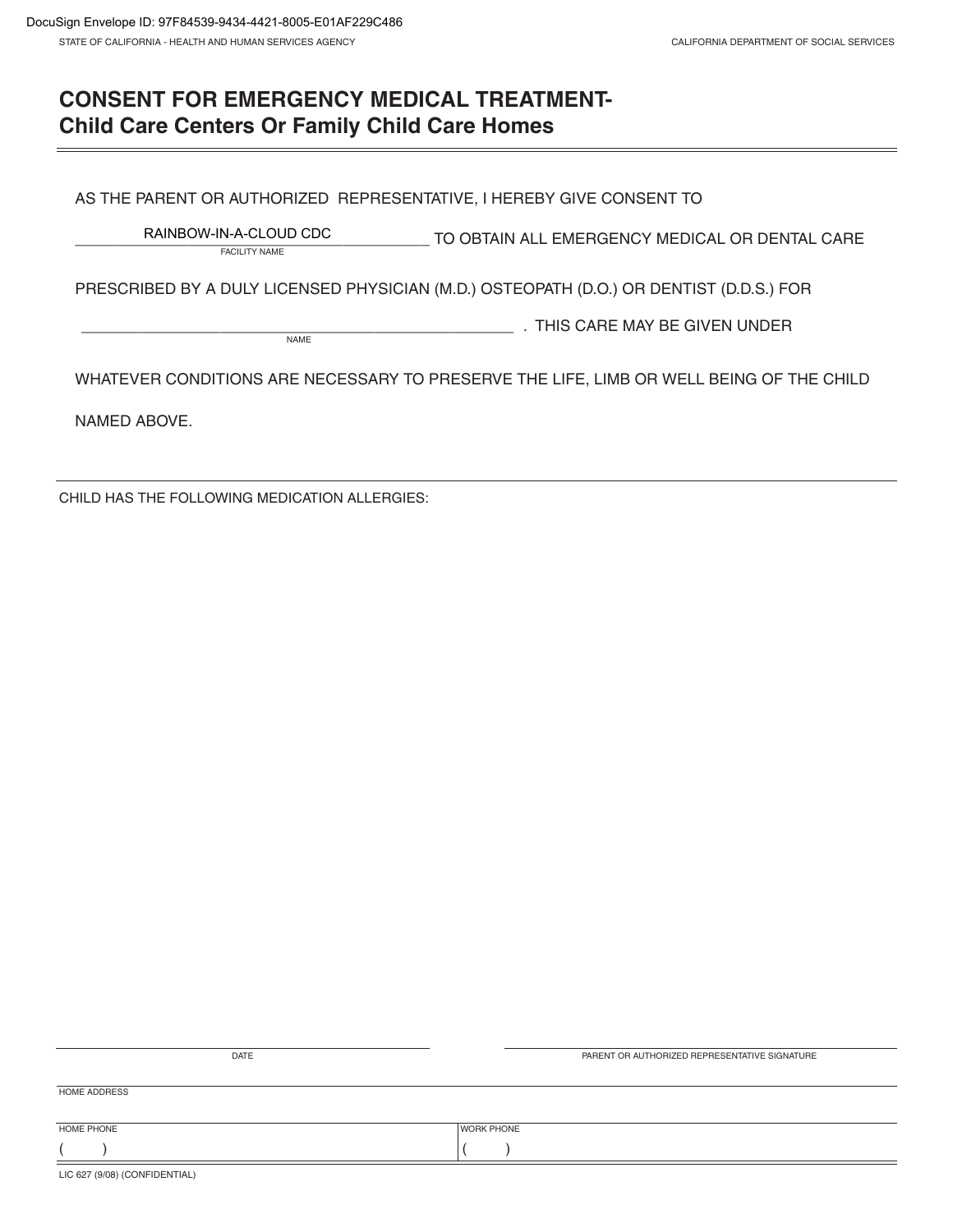DocuSign Envelope ID: 97F84539-9434-4421-8005-E01AF229C486

STATE OF CALIFORNIA - HEALTH AND HUMAN SERVICES AGENCY

CALIFORNIA DEPARTMENT OF SOCIAL SERVICES

# CONSENT FOR EMERGENCY MEDICAL TREATMENT- Child Care Centers Or Family Child Care Homes

AS THE PARENT OR AUTHORIZED REPRESENTATIVE, I HEREBY GIVE CONSENT TO

RAINBOW-IN-A-CLOUD CDC
FACILITY NAME
TO OBTAIN ALL EMERGENCY MEDICAL OR DENTAL CARE

PRESCRIBED BY A DULY LICENSED PHYSICIAN (M.D.) OSTEOPATH (D.O.) OR DENTIST (D.D.S.) FOR

______________________________________________________ . THIS CARE MAY BE GIVEN UNDER
NAME

WHATEVER CONDITIONS ARE NECESSARY TO PRESERVE THE LIFE, LIMB OR WELL BEING OF THE CHILD

NAMED ABOVE.

CHILD HAS THE FOLLOWING MEDICATION ALLERGIES:

| DATE | PARENT OR AUTHORIZED REPRESENTATIVE SIGNATURE |
| --- | --- |
| | |

HOME ADDRESS

| HOME PHONE | WORK PHONE |
| --- | --- |
| (     ) | (     ) |

LIC 627 (9/08) (CONFIDENTIAL)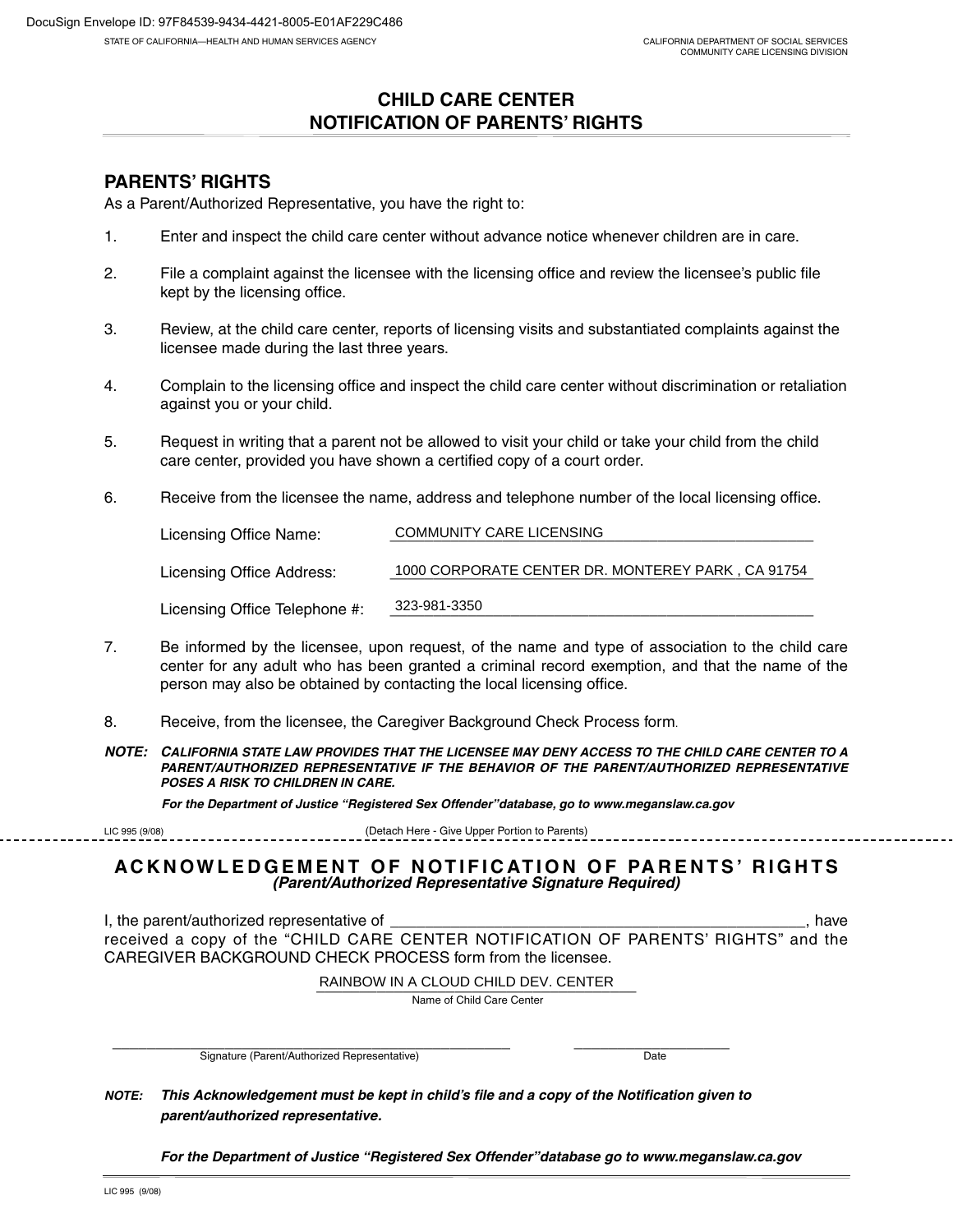DocuSign Envelope ID: 97F84539-9434-4421-8005-E01AF229C486

STATE OF CALIFORNIA—HEALTH AND HUMAN SERVICES AGENCY

CALIFORNIA DEPARTMENT OF SOCIAL SERVICES
COMMUNITY CARE LICENSING DIVISION

# CHILD CARE CENTER
# NOTIFICATION OF PARENTS' RIGHTS

## PARENTS' RIGHTS

As a Parent/Authorized Representative, you have the right to:

1. Enter and inspect the child care center without advance notice whenever children are in care.

2. File a complaint against the licensee with the licensing office and review the licensee's public file kept by the licensing office.

3. Review, at the child care center, reports of licensing visits and substantiated complaints against the licensee made during the last three years.

4. Complain to the licensing office and inspect the child care center without discrimination or retaliation against you or your child.

5. Request in writing that a parent not be allowed to visit your child or take your child from the child care center, provided you have shown a certified copy of a court order.

6. Receive from the licensee the name, address and telephone number of the local licensing office.

   Licensing Office Name: COMMUNITY CARE LICENSING

   Licensing Office Address: 1000 CORPORATE CENTER DR. MONTEREY PARK , CA 91754

   Licensing Office Telephone #: 323-981-3350

7. Be informed by the licensee, upon request, of the name and type of association to the child care center for any adult who has been granted a criminal record exemption, and that the name of the person may also be obtained by contacting the local licensing office.

8. Receive, from the licensee, the Caregiver Background Check Process form.

***NOTE: CALIFORNIA STATE LAW PROVIDES THAT THE LICENSEE MAY DENY ACCESS TO THE CHILD CARE CENTER TO A PARENT/AUTHORIZED REPRESENTATIVE IF THE BEHAVIOR OF THE PARENT/AUTHORIZED REPRESENTATIVE POSES A RISK TO CHILDREN IN CARE.***

***For the Department of Justice "Registered Sex Offender"database, go to www.meganslaw.ca.gov***

LIC 995 (9/08) (Detach Here - Give Upper Portion to Parents)

---

## ACKNOWLEDGEMENT OF NOTIFICATION OF PARENTS' RIGHTS

***(Parent/Authorized Representative Signature Required)***

I, the parent/authorized representative of ________________________________________________, have received a copy of the "CHILD CARE CENTER NOTIFICATION OF PARENTS' RIGHTS" and the CAREGIVER BACKGROUND CHECK PROCESS form from the licensee.

RAINBOW IN A CLOUD CHILD DEV. CENTER
Name of Child Care Center

_______________________________________________ Signature (Parent/Authorized Representative)

____________________ Date

***NOTE: This Acknowledgement must be kept in child's file and a copy of the Notification given to parent/authorized representative.***

***For the Department of Justice "Registered Sex Offender"database go to www.meganslaw.ca.gov***

LIC 995 (9/08)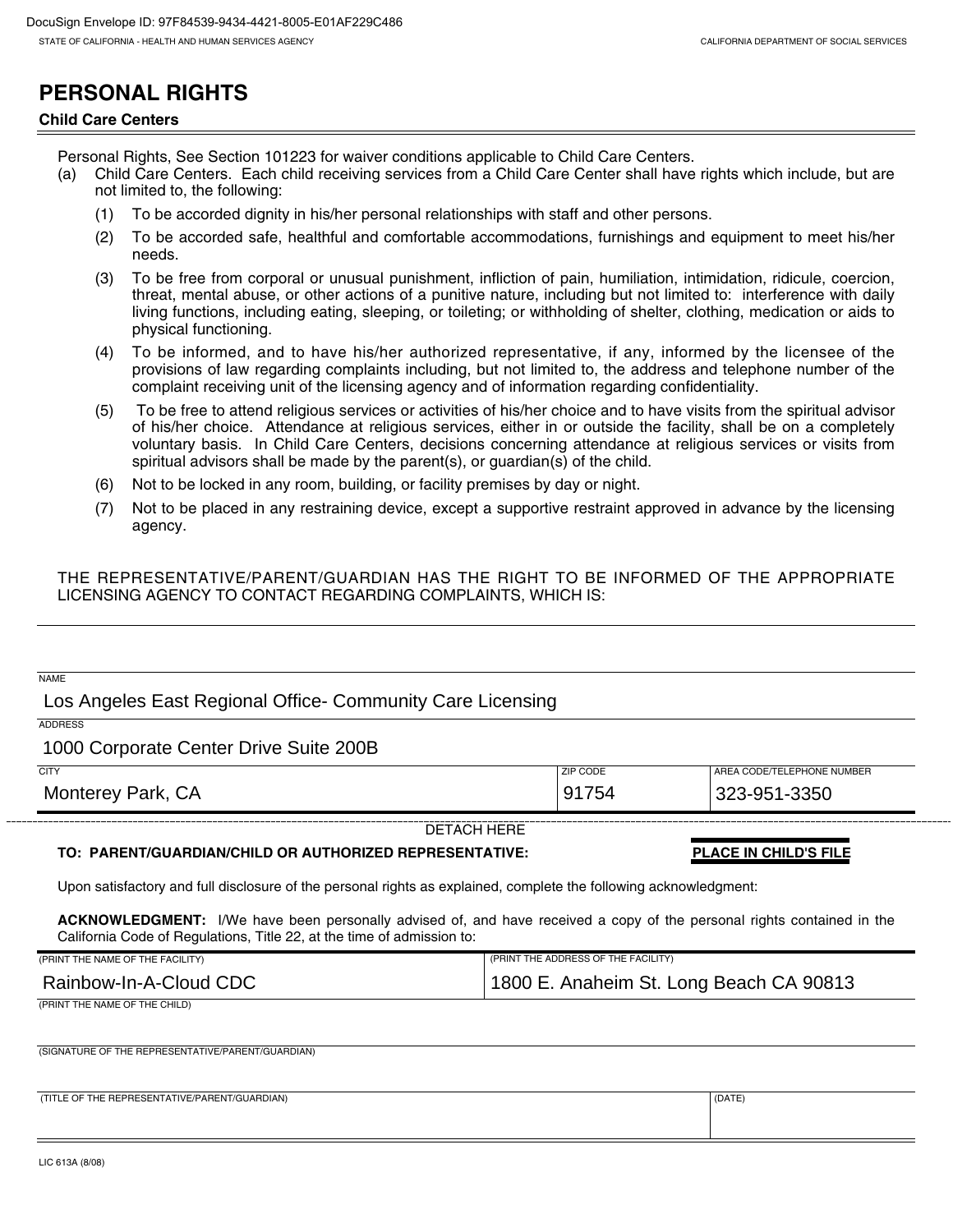DocuSign Envelope ID: 97F84539-9434-4421-8005-E01AF229C486

STATE OF CALIFORNIA - HEALTH AND HUMAN SERVICES AGENCY — CALIFORNIA DEPARTMENT OF SOCIAL SERVICES

# PERSONAL RIGHTS

**Child Care Centers**

Personal Rights, See Section 101223 for waiver conditions applicable to Child Care Centers.

(a) Child Care Centers. Each child receiving services from a Child Care Center shall have rights which include, but are not limited to, the following:

(1) To be accorded dignity in his/her personal relationships with staff and other persons.

(2) To be accorded safe, healthful and comfortable accommodations, furnishings and equipment to meet his/her needs.

(3) To be free from corporal or unusual punishment, infliction of pain, humiliation, intimidation, ridicule, coercion, threat, mental abuse, or other actions of a punitive nature, including but not limited to: interference with daily living functions, including eating, sleeping, or toileting; or withholding of shelter, clothing, medication or aids to physical functioning.

(4) To be informed, and to have his/her authorized representative, if any, informed by the licensee of the provisions of law regarding complaints including, but not limited to, the address and telephone number of the complaint receiving unit of the licensing agency and of information regarding confidentiality.

(5) To be free to attend religious services or activities of his/her choice and to have visits from the spiritual advisor of his/her choice. Attendance at religious services, either in or outside the facility, shall be on a completely voluntary basis. In Child Care Centers, decisions concerning attendance at religious services or visits from spiritual advisors shall be made by the parent(s), or guardian(s) of the child.

(6) Not to be locked in any room, building, or facility premises by day or night.

(7) Not to be placed in any restraining device, except a supportive restraint approved in advance by the licensing agency.

THE REPRESENTATIVE/PARENT/GUARDIAN HAS THE RIGHT TO BE INFORMED OF THE APPROPRIATE LICENSING AGENCY TO CONTACT REGARDING COMPLAINTS, WHICH IS:

NAME
Los Angeles East Regional Office- Community Care Licensing

ADDRESS
1000 Corporate Center Drive Suite 200B

| CITY | ZIP CODE | AREA CODE/TELEPHONE NUMBER |
|---|---|---|
| Monterey Park, CA | 91754 | 323-951-3350 |

DETACH HERE

**TO: PARENT/GUARDIAN/CHILD OR AUTHORIZED REPRESENTATIVE:** **PLACE IN CHILD'S FILE**

Upon satisfactory and full disclosure of the personal rights as explained, complete the following acknowledgment:

**ACKNOWLEDGMENT:** I/We have been personally advised of, and have received a copy of the personal rights contained in the California Code of Regulations, Title 22, at the time of admission to:

| (PRINT THE NAME OF THE FACILITY) | (PRINT THE ADDRESS OF THE FACILITY) |
|---|---|
| Rainbow-In-A-Cloud CDC | 1800 E. Anaheim St. Long Beach CA 90813 |

(PRINT THE NAME OF THE CHILD)

(SIGNATURE OF THE REPRESENTATIVE/PARENT/GUARDIAN)

| (TITLE OF THE REPRESENTATIVE/PARENT/GUARDIAN) | (DATE) |
|---|---|
| | |

LIC 613A (8/08)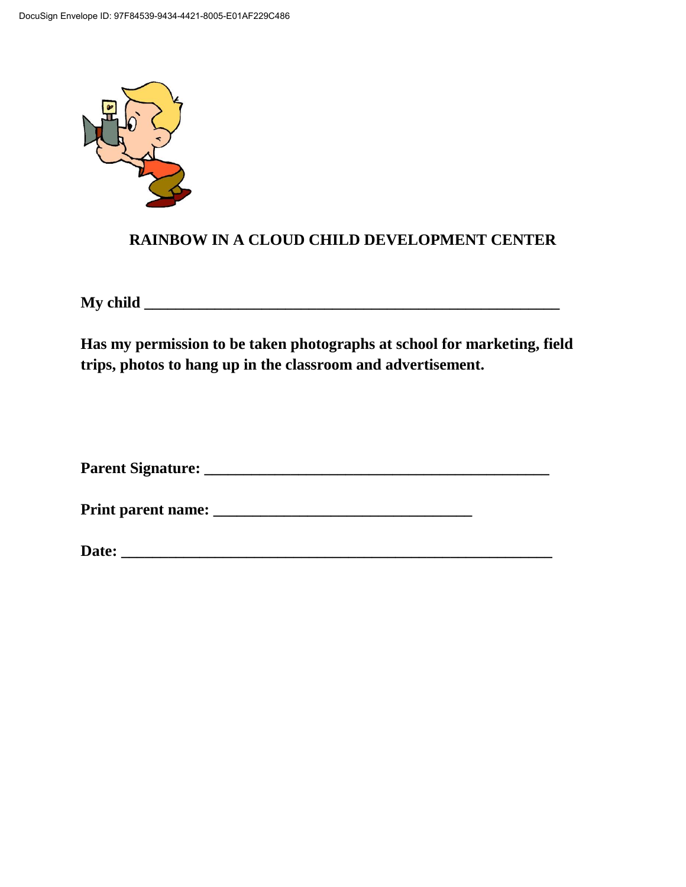**RAINBOW IN A CLOUD CHILD DEVELOPMENT CENTER**

**My child ______________________________________________________**

**Has my permission to be taken photographs at school for marketing, field trips, photos to hang up in the classroom and advertisement.**

**Parent Signature: _____________________________________________**

**Print parent name: ________________________________**

**Date: _________________________________________________________**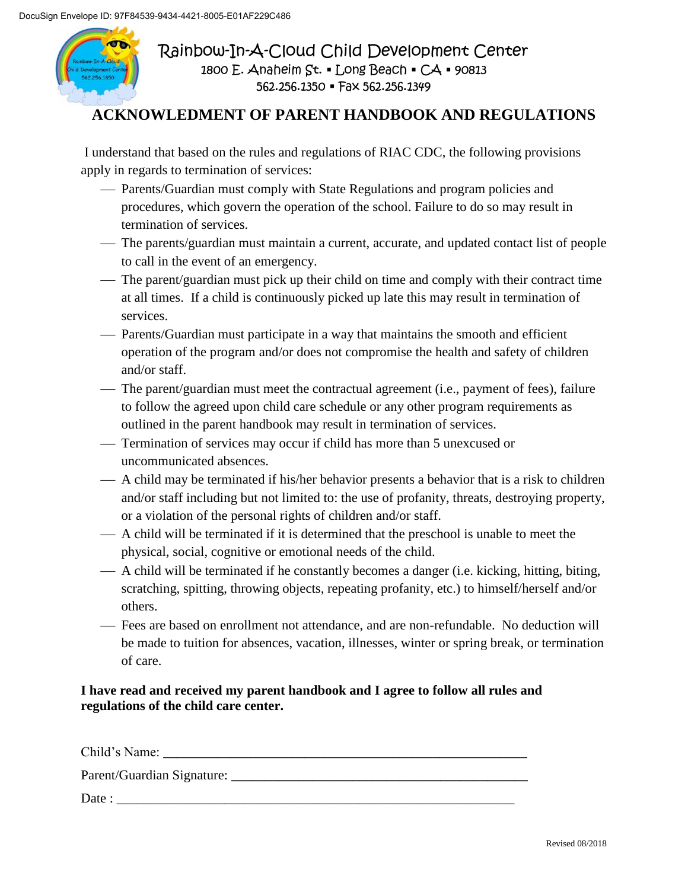DocuSign Envelope ID: 97F84539-9434-4421-8005-E01AF229C486

Rainbow-In-A-Cloud Child Development Center
1800 E. Anaheim St. ▪ Long Beach ▪ CA ▪ 90813
562.256.1350 ▪ Fax 562.256.1349

# ACKNOWLEDMENT OF PARENT HANDBOOK AND REGULATIONS

I understand that based on the rules and regulations of RIAC CDC, the following provisions apply in regards to termination of services:

- Parents/Guardian must comply with State Regulations and program policies and procedures, which govern the operation of the school. Failure to do so may result in termination of services.
- The parents/guardian must maintain a current, accurate, and updated contact list of people to call in the event of an emergency.
- The parent/guardian must pick up their child on time and comply with their contract time at all times. If a child is continuously picked up late this may result in termination of services.
- Parents/Guardian must participate in a way that maintains the smooth and efficient operation of the program and/or does not compromise the health and safety of children and/or staff.
- The parent/guardian must meet the contractual agreement (i.e., payment of fees), failure to follow the agreed upon child care schedule or any other program requirements as outlined in the parent handbook may result in termination of services.
- Termination of services may occur if child has more than 5 unexcused or uncommunicated absences.
- A child may be terminated if his/her behavior presents a behavior that is a risk to children and/or staff including but not limited to: the use of profanity, threats, destroying property, or a violation of the personal rights of children and/or staff.
- A child will be terminated if it is determined that the preschool is unable to meet the physical, social, cognitive or emotional needs of the child.
- A child will be terminated if he constantly becomes a danger (i.e. kicking, hitting, biting, scratching, spitting, throwing objects, repeating profanity, etc.) to himself/herself and/or others.
- Fees are based on enrollment not attendance, and are non-refundable. No deduction will be made to tuition for absences, vacation, illnesses, winter or spring break, or termination of care.

**I have read and received my parent handbook and I agree to follow all rules and regulations of the child care center.**

Child's Name: ______________________________________________________

Parent/Guardian Signature: ____________________________________________

Date : ___________________________________________________________

Revised 08/2018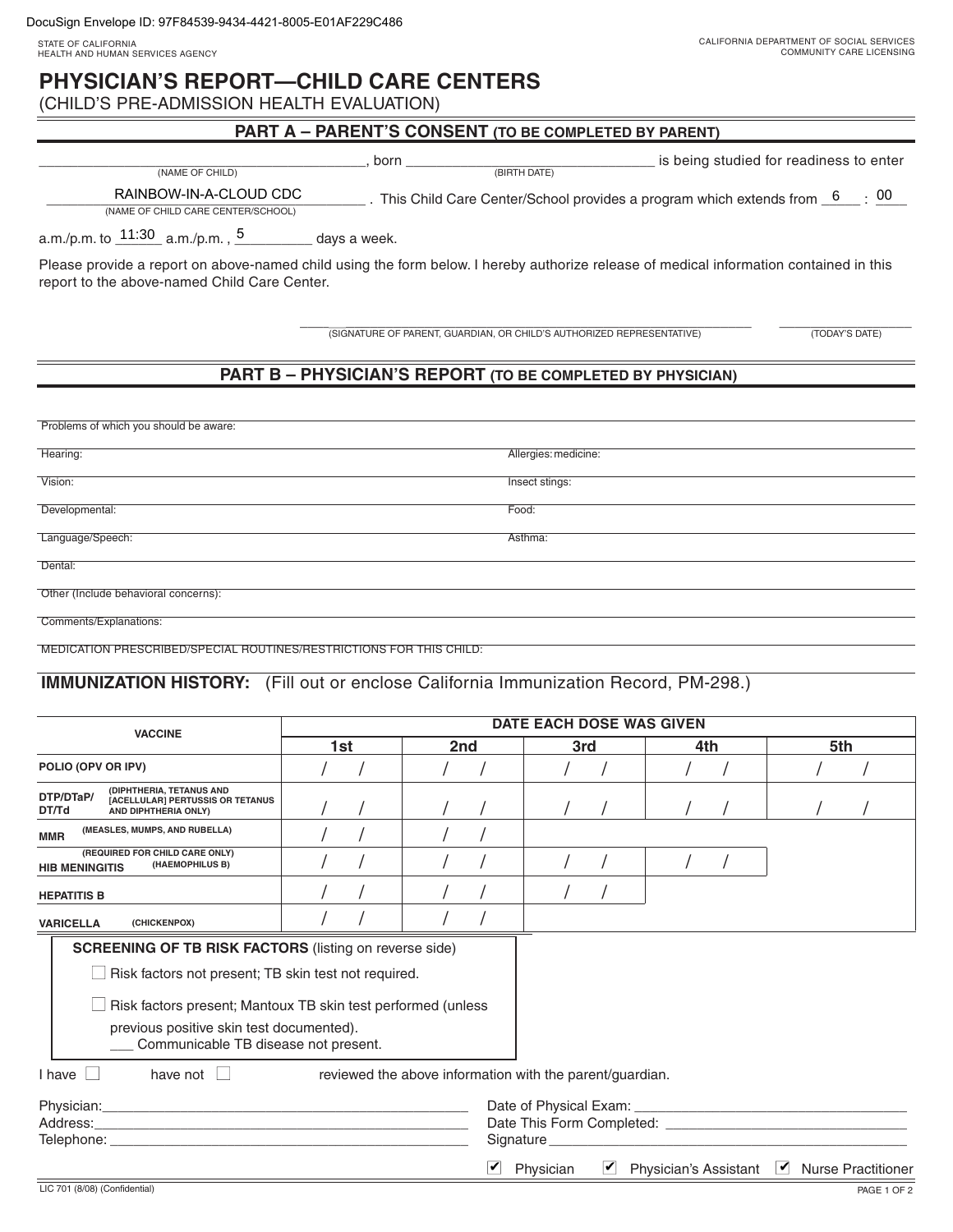DocuSign Envelope ID: 97F84539-9434-4421-8005-E01AF229C486

STATE OF CALIFORNIA
HEALTH AND HUMAN SERVICES AGENCY

CALIFORNIA DEPARTMENT OF SOCIAL SERVICES
COMMUNITY CARE LICENSING

# PHYSICIAN'S REPORT—CHILD CARE CENTERS

(CHILD'S PRE-ADMISSION HEALTH EVALUATION)

## PART A – PARENT'S CONSENT (TO BE COMPLETED BY PARENT)

______________________ (NAME OF CHILD), born ______________________ (BIRTH DATE) is being studied for readiness to enter RAINBOW-IN-A-CLOUD CDC (NAME OF CHILD CARE CENTER/SCHOOL). This Child Care Center/School provides a program which extends from 6 : 00 a.m./p.m. to 11:30 a.m./p.m., 5 days a week.

Please provide a report on above-named child using the form below. I hereby authorize release of medical information contained in this report to the above-named Child Care Center.

______________________ (SIGNATURE OF PARENT, GUARDIAN, OR CHILD'S AUTHORIZED REPRESENTATIVE)    ____________ (TODAY'S DATE)

## PART B – PHYSICIAN'S REPORT (TO BE COMPLETED BY PHYSICIAN)

Problems of which you should be aware:

| | |
|---|---|
| Hearing: | Allergies: medicine: |
| Vision: | Insect stings: |
| Developmental: | Food: |
| Language/Speech: | Asthma: |

Dental:

Other (Include behavioral concerns):

Comments/Explanations:

MEDICATION PRESCRIBED/SPECIAL ROUTINES/RESTRICTIONS FOR THIS CHILD:

### IMMUNIZATION HISTORY: (Fill out or enclose California Immunization Record, PM-298.)

| VACCINE | DATE EACH DOSE WAS GIVEN | | | | |
|---|---|---|---|---|---|
| | 1st | 2nd | 3rd | 4th | 5th |
| POLIO (OPV OR IPV) | / / | / / | / / | / / | / / |
| DTP/DTaP/DT/Td (DIPHTHERIA, TETANUS AND [ACELLULAR] PERTUSSIS OR TETANUS AND DIPHTHERIA ONLY) | / / | / / | / / | / / | / / |
| MMR (MEASLES, MUMPS, AND RUBELLA) | / / | / / | | | |
| HIB MENINGITIS (HAEMOPHILUS B) (REQUIRED FOR CHILD CARE ONLY) | / / | / / | / / | / / | |
| HEPATITIS B | / / | / / | / / | | |
| VARICELLA (CHICKENPOX) | / / | / / | | | |

**SCREENING OF TB RISK FACTORS** (listing on reverse side)

☐ Risk factors not present; TB skin test not required.

☐ Risk factors present; Mantoux TB skin test performed (unless previous positive skin test documented).
___ Communicable TB disease not present.

I have ☐ have not ☐ reviewed the above information with the parent/guardian.

Physician: ______________________
Address: ______________________
Telephone: ______________________

Date of Physical Exam: ______________________
Date This Form Completed: ______________________
Signature ______________________

☑ Physician ☑ Physician's Assistant ☑ Nurse Practitioner

LIC 701 (8/08) (Confidential)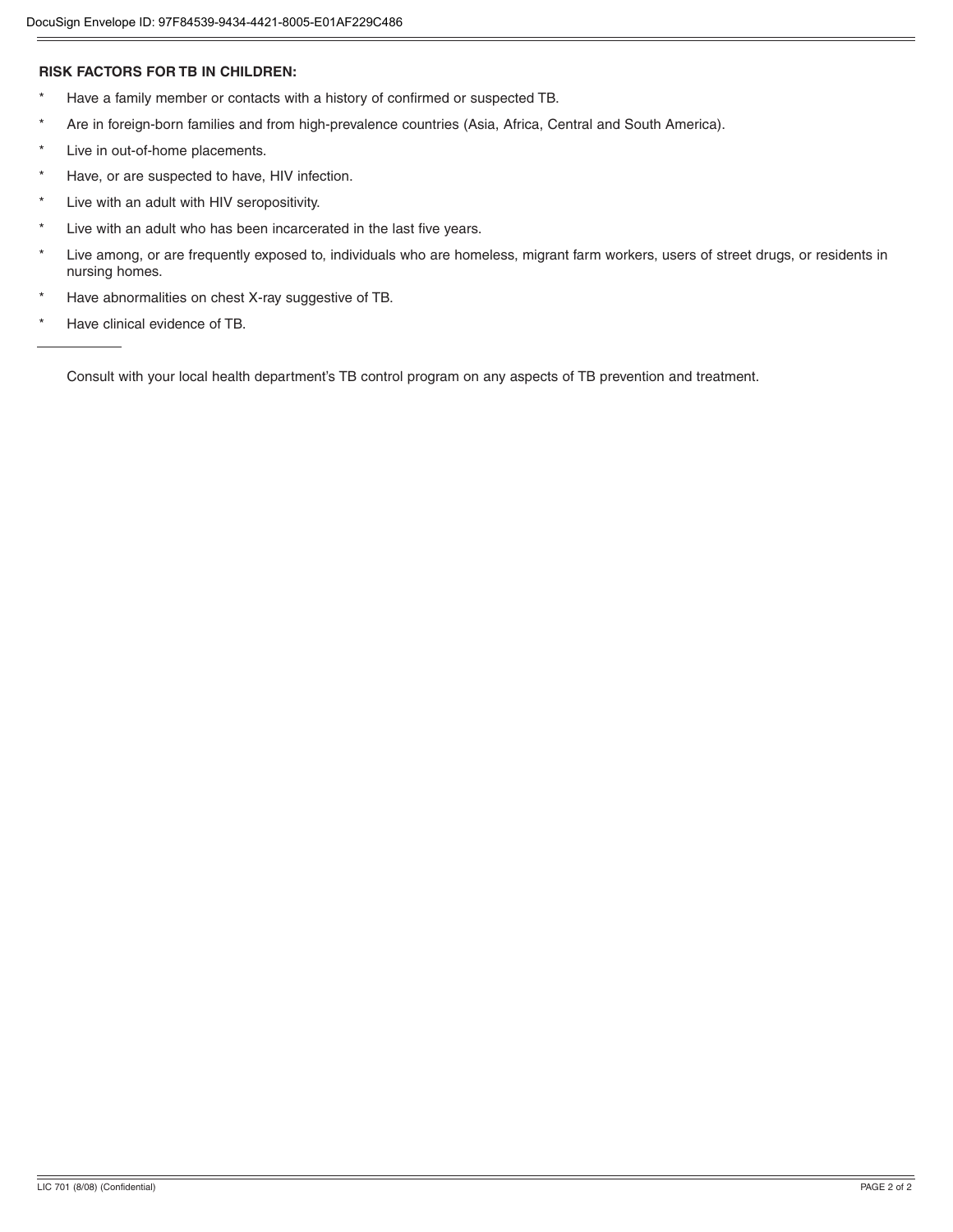**RISK FACTORS FOR TB IN CHILDREN:**

- Have a family member or contacts with a history of confirmed or suspected TB.
- Are in foreign-born families and from high-prevalence countries (Asia, Africa, Central and South America).
- Live in out-of-home placements.
- Have, or are suspected to have, HIV infection.
- Live with an adult with HIV seropositivity.
- Live with an adult who has been incarcerated in the last five years.
- Live among, or are frequently exposed to, individuals who are homeless, migrant farm workers, users of street drugs, or residents in nursing homes.
- Have abnormalities on chest X-ray suggestive of TB.
- Have clinical evidence of TB.

---

Consult with your local health department's TB control program on any aspects of TB prevention and treatment.